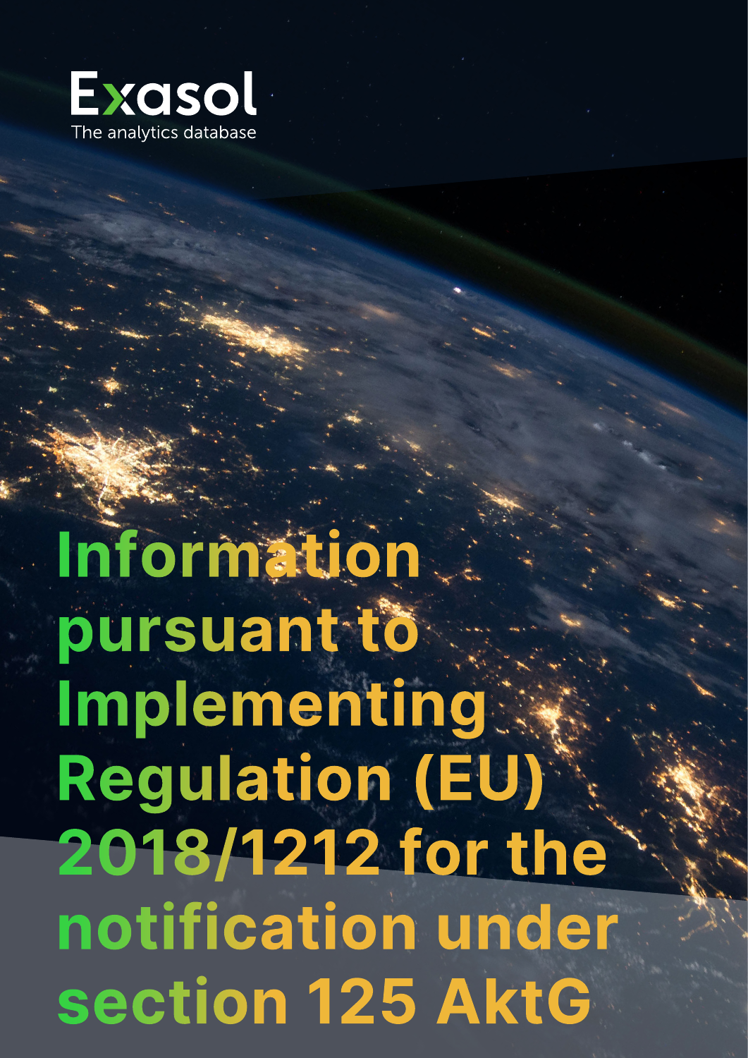Exasol

The analytics database

# Information pursuant to Implementing Regulation (EU) 2018/1212 for the notification under section 125 AktG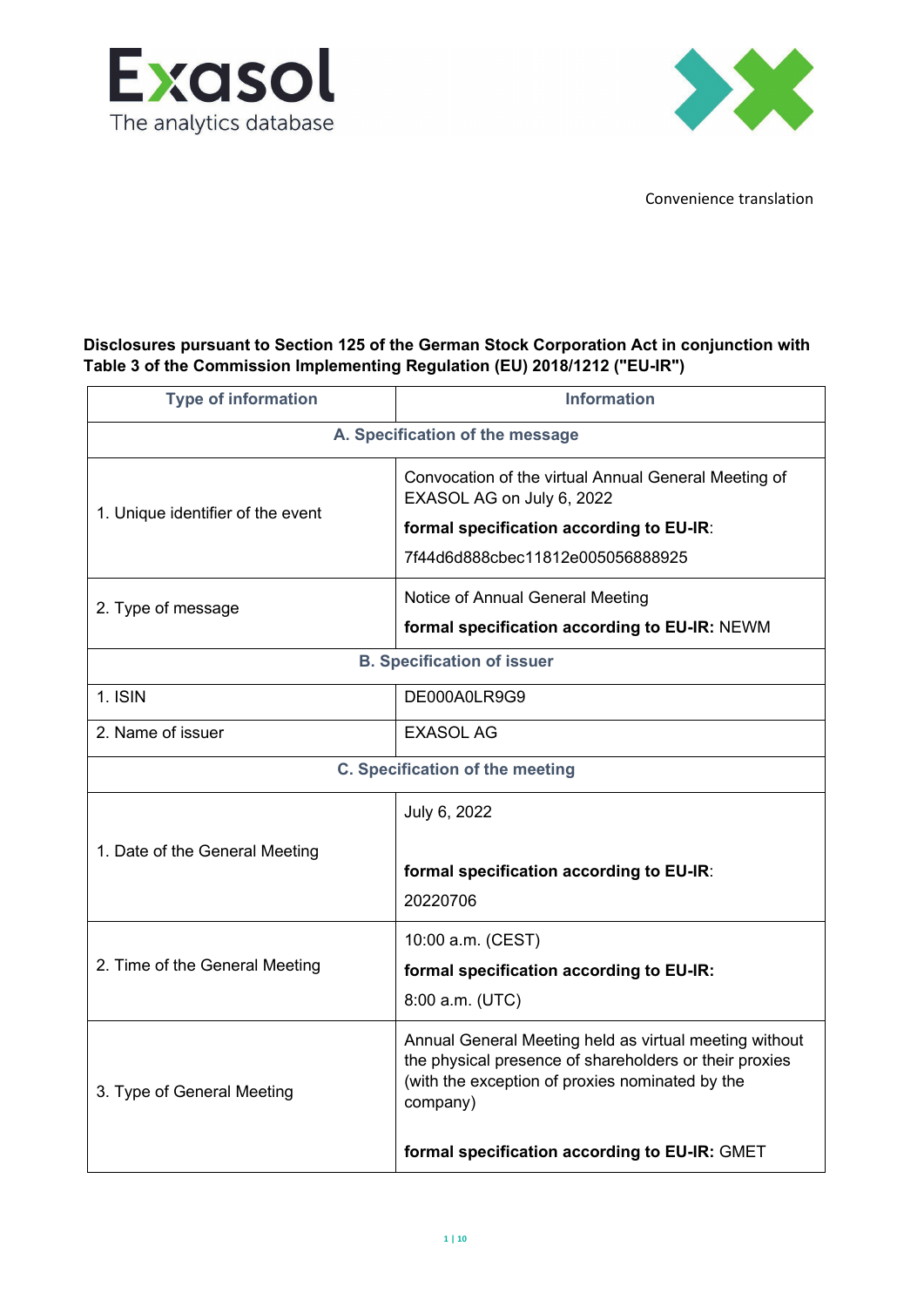Exasol
The analytics database

Convenience translation

**Disclosures pursuant to Section 125 of the German Stock Corporation Act in conjunction with Table 3 of the Commission Implementing Regulation (EU) 2018/1212 ("EU-IR")**

| Type of information | Information |
|---|---|
| **A. Specification of the message** | |
| 1. Unique identifier of the event | Convocation of the virtual Annual General Meeting of EXASOL AG on July 6, 2022<br>**formal specification according to EU-IR**:<br>7f44d6d888cbec11812e005056888925 |
| 2. Type of message | Notice of Annual General Meeting<br>**formal specification according to EU-IR:** NEWM |
| **B. Specification of issuer** | |
| 1. ISIN | DE000A0LR9G9 |
| 2. Name of issuer | EXASOL AG |
| **C. Specification of the meeting** | |
| 1. Date of the General Meeting | July 6, 2022<br>**formal specification according to EU-IR**:<br>20220706 |
| 2. Time of the General Meeting | 10:00 a.m. (CEST)<br>**formal specification according to EU-IR:**<br>8:00 a.m. (UTC) |
| 3. Type of General Meeting | Annual General Meeting held as virtual meeting without the physical presence of shareholders or their proxies (with the exception of proxies nominated by the company)<br>**formal specification according to EU-IR:** GMET |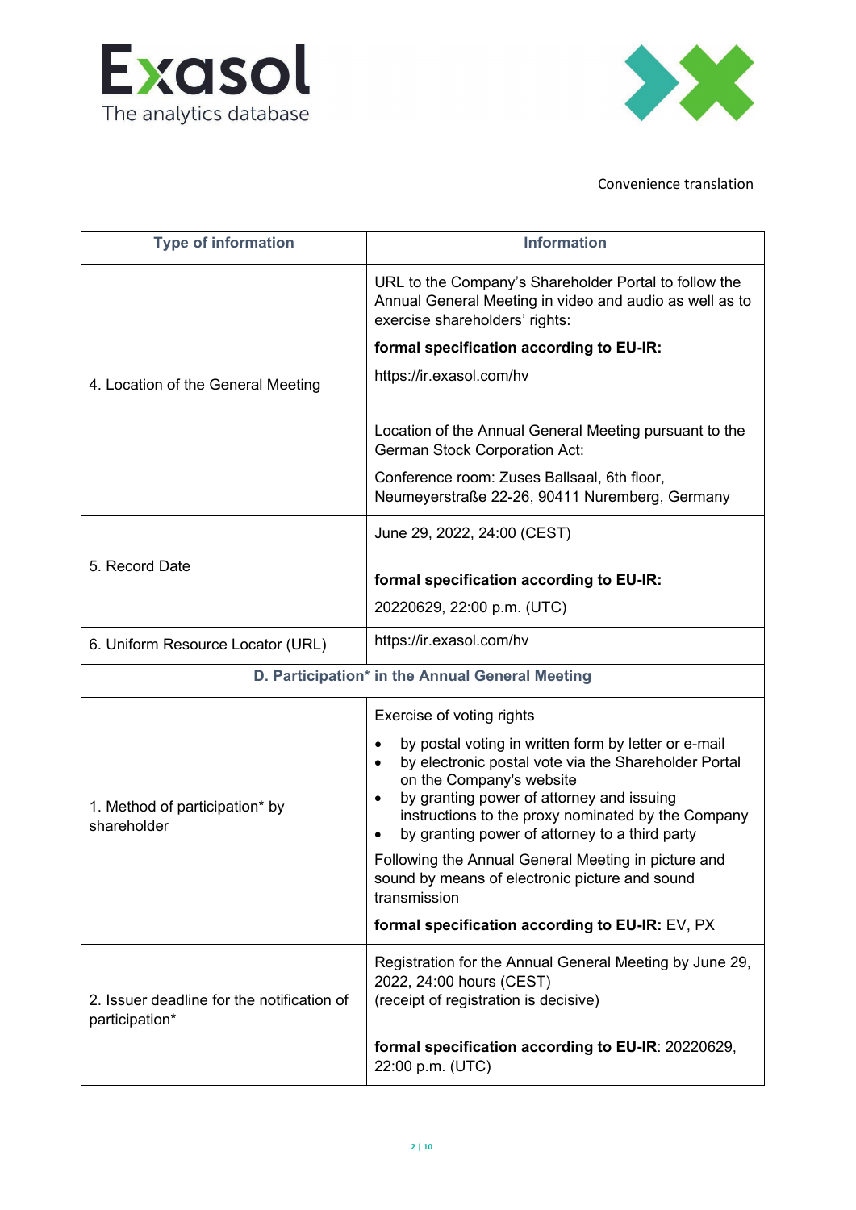Convenience translation

| Type of information | Information |
|---|---|
| 4. Location of the General Meeting | URL to the Company's Shareholder Portal to follow the Annual General Meeting in video and audio as well as to exercise shareholders' rights:<br>**formal specification according to EU-IR:**<br>https://ir.exasol.com/hv<br><br>Location of the Annual General Meeting pursuant to the German Stock Corporation Act:<br>Conference room: Zuses Ballsaal, 6th floor, Neumeyerstraße 22-26, 90411 Nuremberg, Germany |
| 5. Record Date | June 29, 2022, 24:00 (CEST)<br><br>**formal specification according to EU-IR:**<br>20220629, 22:00 p.m. (UTC) |
| 6. Uniform Resource Locator (URL) | https://ir.exasol.com/hv |
| **D. Participation* in the Annual General Meeting** | |
| 1. Method of participation* by shareholder | Exercise of voting rights<br>• by postal voting in written form by letter or e-mail<br>• by electronic postal vote via the Shareholder Portal on the Company's website<br>• by granting power of attorney and issuing instructions to the proxy nominated by the Company<br>• by granting power of attorney to a third party<br>Following the Annual General Meeting in picture and sound by means of electronic picture and sound transmission<br>**formal specification according to EU-IR:** EV, PX |
| 2. Issuer deadline for the notification of participation* | Registration for the Annual General Meeting by June 29, 2022, 24:00 hours (CEST)<br>(receipt of registration is decisive)<br><br>**formal specification according to EU-IR**: 20220629, 22:00 p.m. (UTC) |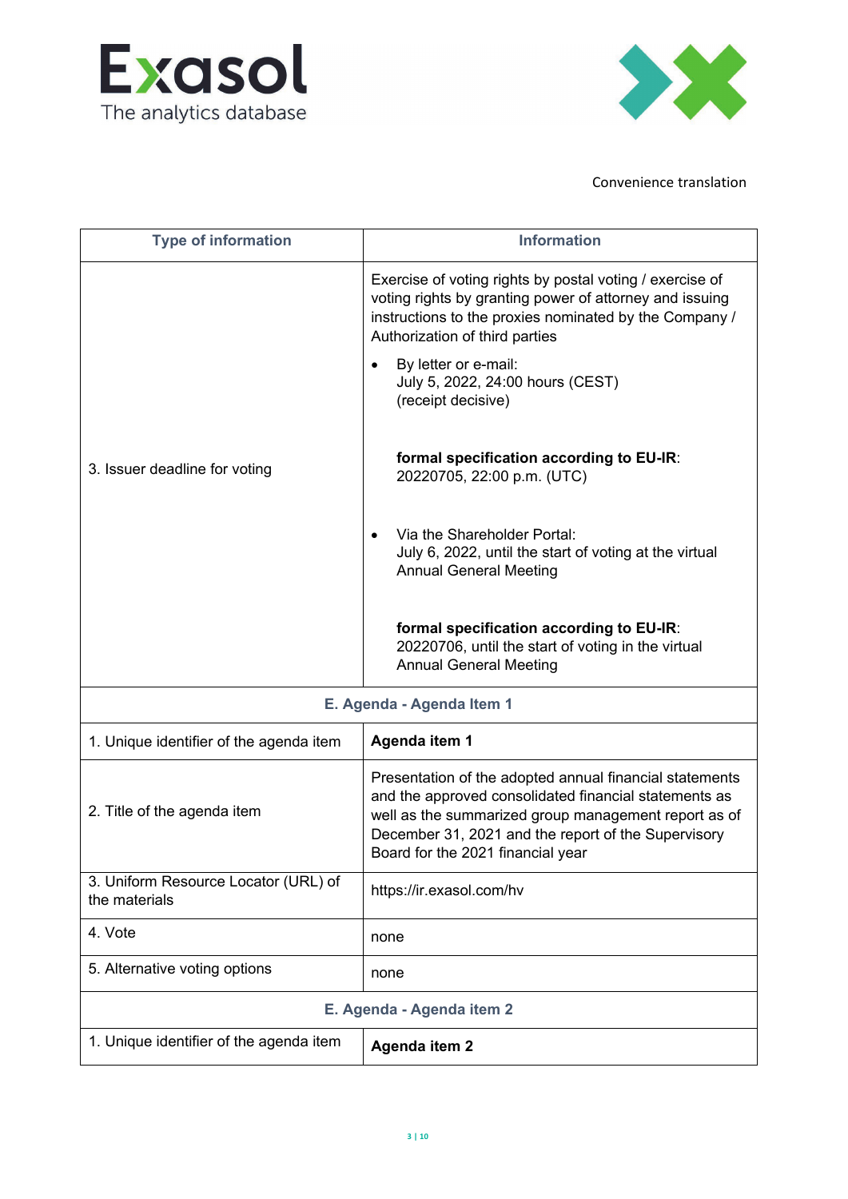Convenience translation

| Type of information | Information |
|---|---|
| 3. Issuer deadline for voting | Exercise of voting rights by postal voting / exercise of voting rights by granting power of attorney and issuing instructions to the proxies nominated by the Company / Authorization of third parties<br><br>• By letter or e-mail:<br>July 5, 2022, 24:00 hours (CEST)<br>(receipt decisive)<br><br>**formal specification according to EU-IR**:<br>20220705, 22:00 p.m. (UTC)<br><br>• Via the Shareholder Portal:<br>July 6, 2022, until the start of voting at the virtual Annual General Meeting<br><br>**formal specification according to EU-IR**:<br>20220706, until the start of voting in the virtual Annual General Meeting |
| **E. Agenda - Agenda Item 1** | |
| 1. Unique identifier of the agenda item | **Agenda item 1** |
| 2. Title of the agenda item | Presentation of the adopted annual financial statements and the approved consolidated financial statements as well as the summarized group management report as of December 31, 2021 and the report of the Supervisory Board for the 2021 financial year |
| 3. Uniform Resource Locator (URL) of the materials | https://ir.exasol.com/hv |
| 4. Vote | none |
| 5. Alternative voting options | none |
| **E. Agenda - Agenda item 2** | |
| 1. Unique identifier of the agenda item | **Agenda item 2** |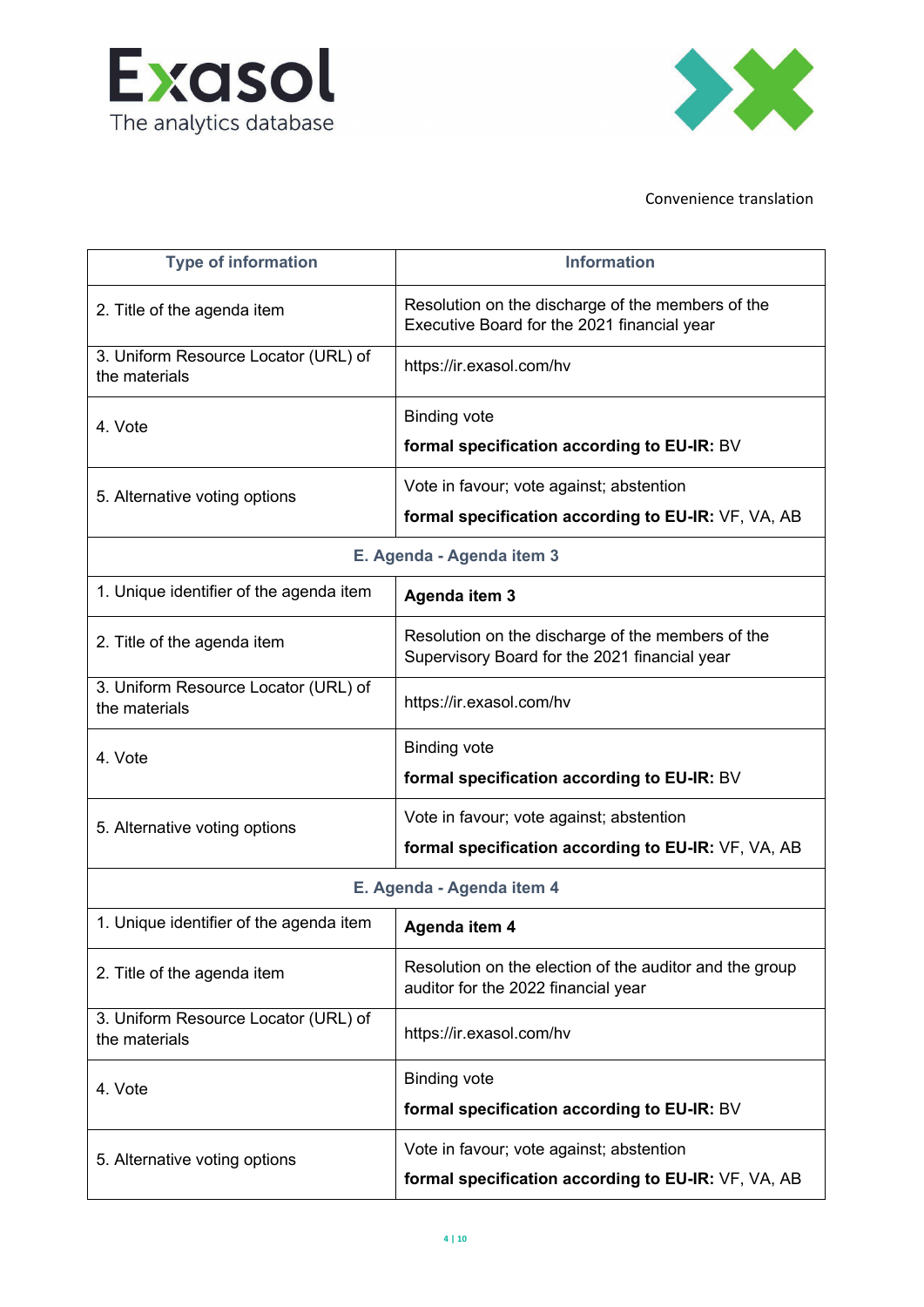Convenience translation

| Type of information | Information |
|---|---|
| 2. Title of the agenda item | Resolution on the discharge of the members of the Executive Board for the 2021 financial year |
| 3. Uniform Resource Locator (URL) of the materials | https://ir.exasol.com/hv |
| 4. Vote | Binding vote<br>**formal specification according to EU-IR:** BV |
| 5. Alternative voting options | Vote in favour; vote against; abstention<br>**formal specification according to EU-IR:** VF, VA, AB |
| **E. Agenda - Agenda item 3** | |
| 1. Unique identifier of the agenda item | **Agenda item 3** |
| 2. Title of the agenda item | Resolution on the discharge of the members of the Supervisory Board for the 2021 financial year |
| 3. Uniform Resource Locator (URL) of the materials | https://ir.exasol.com/hv |
| 4. Vote | Binding vote<br>**formal specification according to EU-IR:** BV |
| 5. Alternative voting options | Vote in favour; vote against; abstention<br>**formal specification according to EU-IR:** VF, VA, AB |
| **E. Agenda - Agenda item 4** | |
| 1. Unique identifier of the agenda item | **Agenda item 4** |
| 2. Title of the agenda item | Resolution on the election of the auditor and the group auditor for the 2022 financial year |
| 3. Uniform Resource Locator (URL) of the materials | https://ir.exasol.com/hv |
| 4. Vote | Binding vote<br>**formal specification according to EU-IR:** BV |
| 5. Alternative voting options | Vote in favour; vote against; abstention<br>**formal specification according to EU-IR:** VF, VA, AB |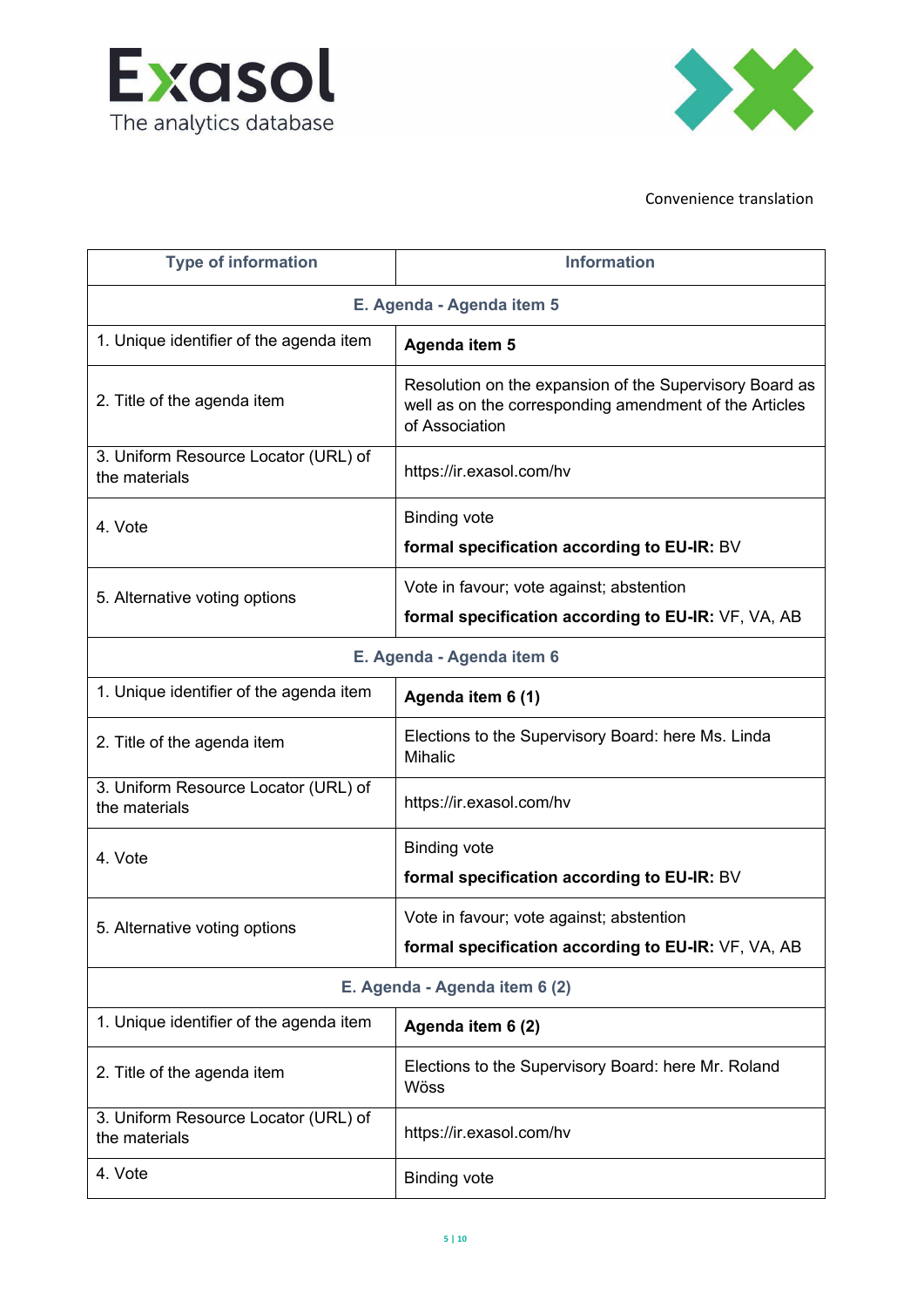Convenience translation

| Type of information | Information |
|---|---|
| **E. Agenda - Agenda item 5** | |
| 1. Unique identifier of the agenda item | **Agenda item 5** |
| 2. Title of the agenda item | Resolution on the expansion of the Supervisory Board as well as on the corresponding amendment of the Articles of Association |
| 3. Uniform Resource Locator (URL) of the materials | https://ir.exasol.com/hv |
| 4. Vote | Binding vote<br>**formal specification according to EU-IR:** BV |
| 5. Alternative voting options | Vote in favour; vote against; abstention<br>**formal specification according to EU-IR:** VF, VA, AB |
| **E. Agenda - Agenda item 6** | |
| 1. Unique identifier of the agenda item | **Agenda item 6 (1)** |
| 2. Title of the agenda item | Elections to the Supervisory Board: here Ms. Linda Mihalic |
| 3. Uniform Resource Locator (URL) of the materials | https://ir.exasol.com/hv |
| 4. Vote | Binding vote<br>**formal specification according to EU-IR:** BV |
| 5. Alternative voting options | Vote in favour; vote against; abstention<br>**formal specification according to EU-IR:** VF, VA, AB |
| **E. Agenda - Agenda item 6 (2)** | |
| 1. Unique identifier of the agenda item | **Agenda item 6 (2)** |
| 2. Title of the agenda item | Elections to the Supervisory Board: here Mr. Roland Wöss |
| 3. Uniform Resource Locator (URL) of the materials | https://ir.exasol.com/hv |
| 4. Vote | Binding vote |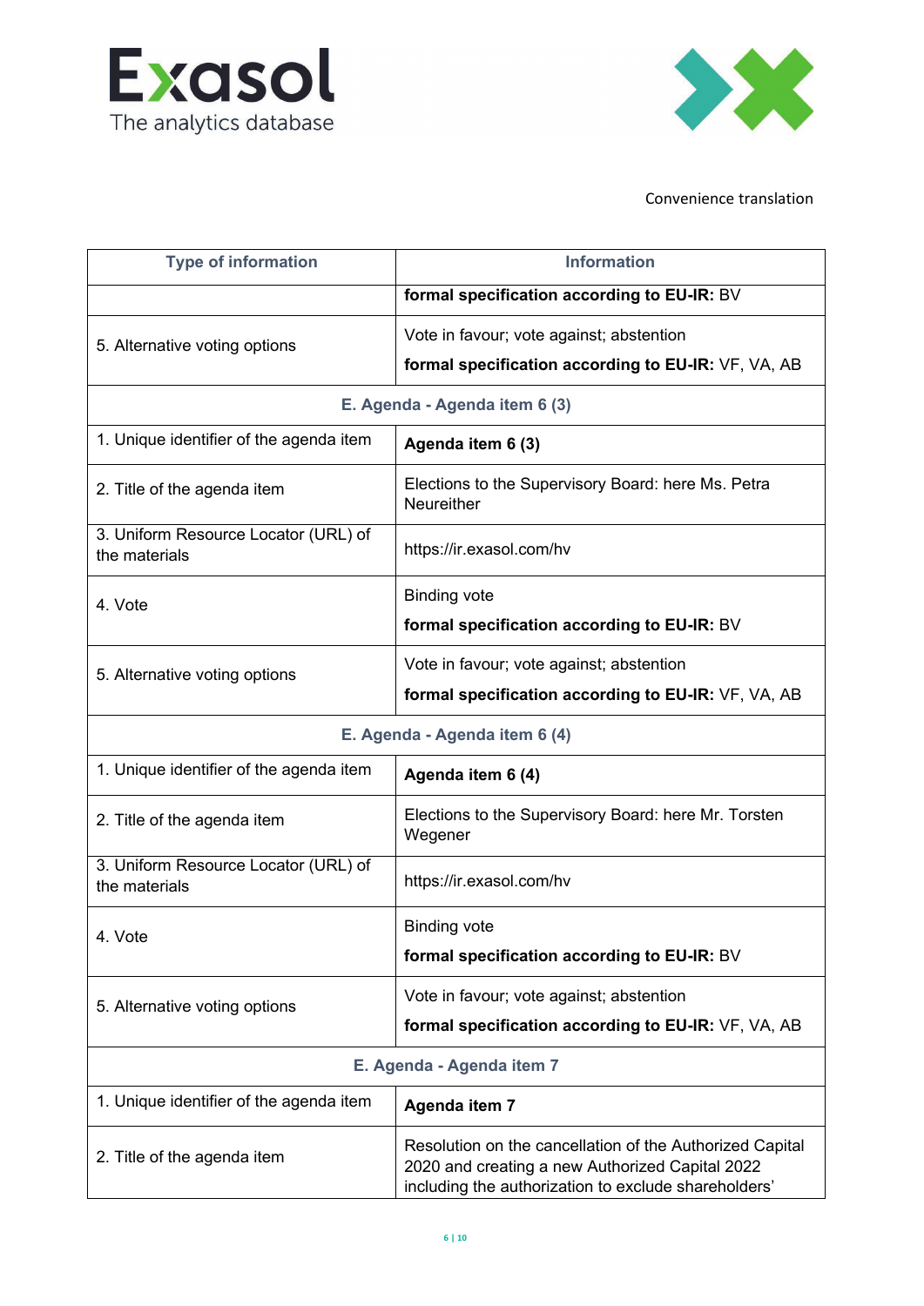Convenience translation

| Type of information | Information |
|---|---|
| | **formal specification according to EU-IR:** BV |
| 5. Alternative voting options | Vote in favour; vote against; abstention<br>**formal specification according to EU-IR:** VF, VA, AB |
| **E. Agenda - Agenda item 6 (3)** | |
| 1. Unique identifier of the agenda item | **Agenda item 6 (3)** |
| 2. Title of the agenda item | Elections to the Supervisory Board: here Ms. Petra Neureither |
| 3. Uniform Resource Locator (URL) of the materials | https://ir.exasol.com/hv |
| 4. Vote | Binding vote<br>**formal specification according to EU-IR:** BV |
| 5. Alternative voting options | Vote in favour; vote against; abstention<br>**formal specification according to EU-IR:** VF, VA, AB |
| **E. Agenda - Agenda item 6 (4)** | |
| 1. Unique identifier of the agenda item | **Agenda item 6 (4)** |
| 2. Title of the agenda item | Elections to the Supervisory Board: here Mr. Torsten Wegener |
| 3. Uniform Resource Locator (URL) of the materials | https://ir.exasol.com/hv |
| 4. Vote | Binding vote<br>**formal specification according to EU-IR:** BV |
| 5. Alternative voting options | Vote in favour; vote against; abstention<br>**formal specification according to EU-IR:** VF, VA, AB |
| **E. Agenda - Agenda item 7** | |
| 1. Unique identifier of the agenda item | **Agenda item 7** |
| 2. Title of the agenda item | Resolution on the cancellation of the Authorized Capital 2020 and creating a new Authorized Capital 2022 including the authorization to exclude shareholders' |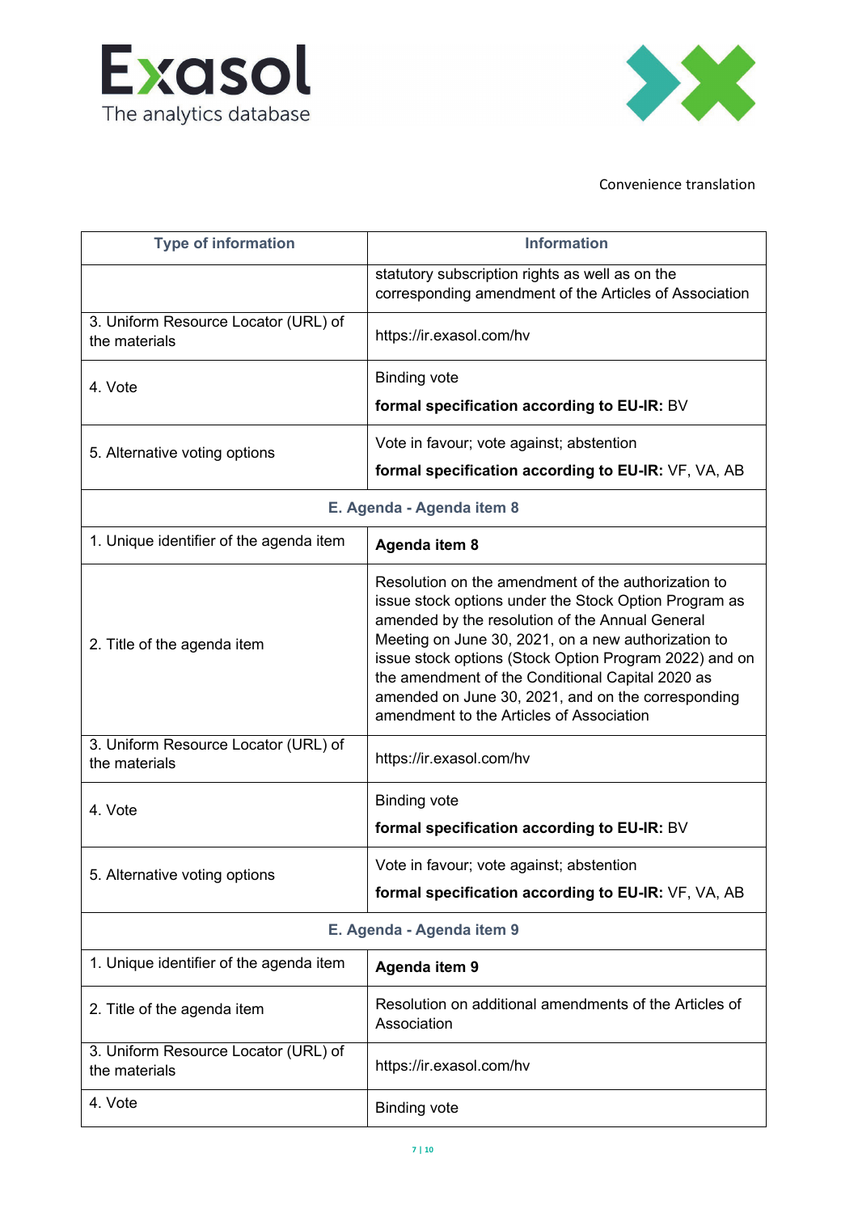Convenience translation

| Type of information | Information |
| --- | --- |
| | statutory subscription rights as well as on the corresponding amendment of the Articles of Association |
| 3. Uniform Resource Locator (URL) of the materials | https://ir.exasol.com/hv |
| 4. Vote | Binding vote<br>**formal specification according to EU-IR:** BV |
| 5. Alternative voting options | Vote in favour; vote against; abstention<br>**formal specification according to EU-IR:** VF, VA, AB |
| **E. Agenda - Agenda item 8** | |
| 1. Unique identifier of the agenda item | **Agenda item 8** |
| 2. Title of the agenda item | Resolution on the amendment of the authorization to issue stock options under the Stock Option Program as amended by the resolution of the Annual General Meeting on June 30, 2021, on a new authorization to issue stock options (Stock Option Program 2022) and on the amendment of the Conditional Capital 2020 as amended on June 30, 2021, and on the corresponding amendment to the Articles of Association |
| 3. Uniform Resource Locator (URL) of the materials | https://ir.exasol.com/hv |
| 4. Vote | Binding vote<br>**formal specification according to EU-IR:** BV |
| 5. Alternative voting options | Vote in favour; vote against; abstention<br>**formal specification according to EU-IR:** VF, VA, AB |
| **E. Agenda - Agenda item 9** | |
| 1. Unique identifier of the agenda item | **Agenda item 9** |
| 2. Title of the agenda item | Resolution on additional amendments of the Articles of Association |
| 3. Uniform Resource Locator (URL) of the materials | https://ir.exasol.com/hv |
| 4. Vote | Binding vote |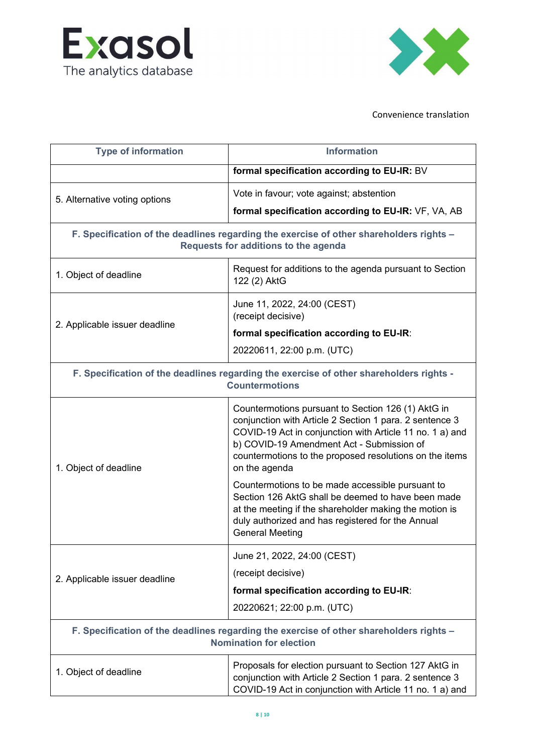Convenience translation

| Type of information | Information |
| --- | --- |
| | **formal specification according to EU-IR:** BV |
| 5. Alternative voting options | Vote in favour; vote against; abstention<br>**formal specification according to EU-IR:** VF, VA, AB |
| **F. Specification of the deadlines regarding the exercise of other shareholders rights – Requests for additions to the agenda** | |
| 1. Object of deadline | Request for additions to the agenda pursuant to Section 122 (2) AktG |
| 2. Applicable issuer deadline | June 11, 2022, 24:00 (CEST)<br>(receipt decisive)<br>**formal specification according to EU-IR**:<br>20220611, 22:00 p.m. (UTC) |
| **F. Specification of the deadlines regarding the exercise of other shareholders rights - Countermotions** | |
| 1. Object of deadline | Countermotions pursuant to Section 126 (1) AktG in conjunction with Article 2 Section 1 para. 2 sentence 3 COVID-19 Act in conjunction with Article 11 no. 1 a) and b) COVID-19 Amendment Act - Submission of countermotions to the proposed resolutions on the items on the agenda<br>Countermotions to be made accessible pursuant to Section 126 AktG shall be deemed to have been made at the meeting if the shareholder making the motion is duly authorized and has registered for the Annual General Meeting |
| 2. Applicable issuer deadline | June 21, 2022, 24:00 (CEST)<br>(receipt decisive)<br>**formal specification according to EU-IR**:<br>20220621; 22:00 p.m. (UTC) |
| **F. Specification of the deadlines regarding the exercise of other shareholders rights – Nomination for election** | |
| 1. Object of deadline | Proposals for election pursuant to Section 127 AktG in conjunction with Article 2 Section 1 para. 2 sentence 3 COVID-19 Act in conjunction with Article 11 no. 1 a) and |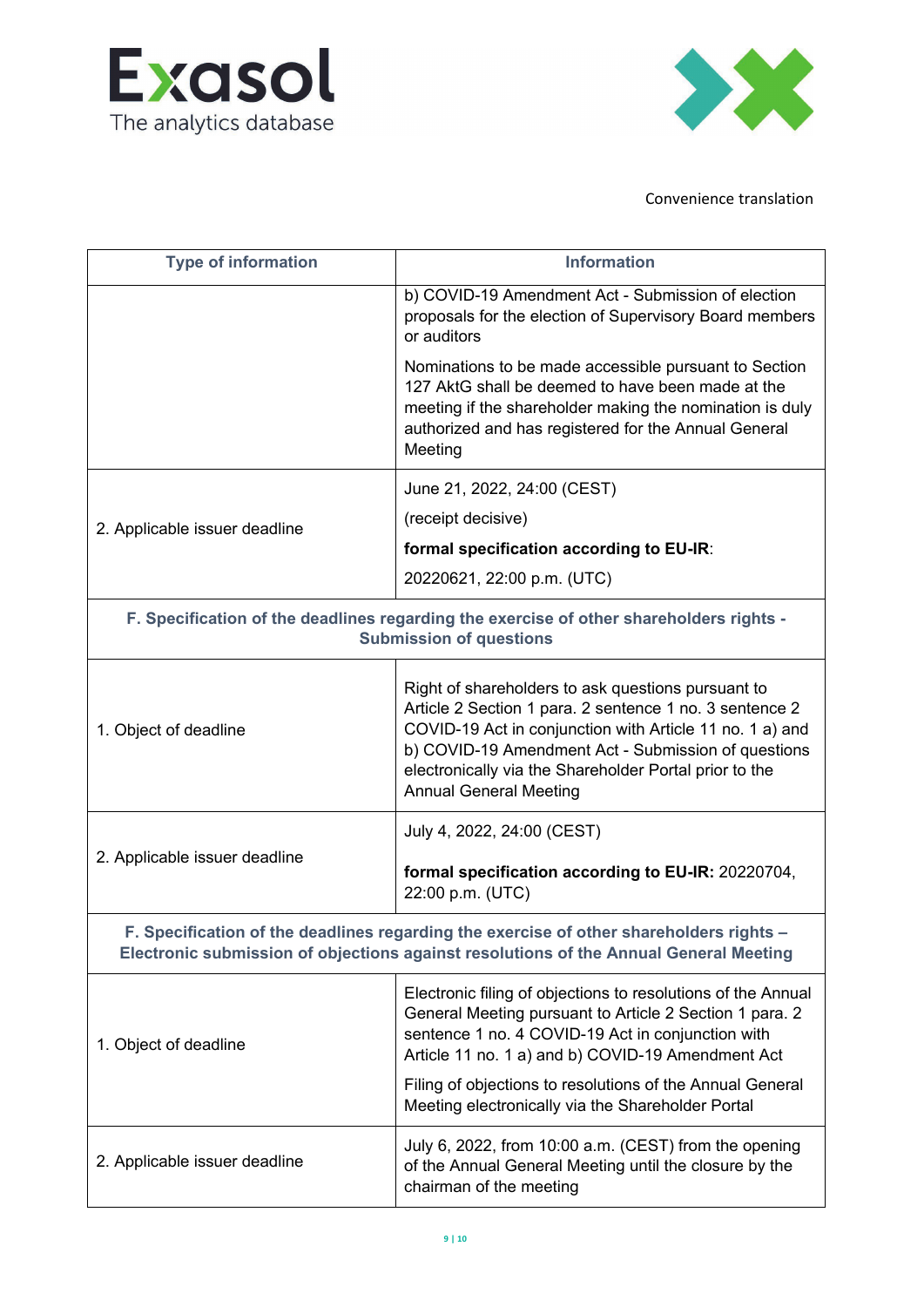Convenience translation

| Type of information | Information |
|---|---|
| | b) COVID-19 Amendment Act - Submission of election proposals for the election of Supervisory Board members or auditors<br><br>Nominations to be made accessible pursuant to Section 127 AktG shall be deemed to have been made at the meeting if the shareholder making the nomination is duly authorized and has registered for the Annual General Meeting |
| 2. Applicable issuer deadline | June 21, 2022, 24:00 (CEST)<br><br>(receipt decisive)<br><br>**formal specification according to EU-IR**:<br><br>20220621, 22:00 p.m. (UTC) |
| **F. Specification of the deadlines regarding the exercise of other shareholders rights - Submission of questions** | |
| 1. Object of deadline | Right of shareholders to ask questions pursuant to Article 2 Section 1 para. 2 sentence 1 no. 3 sentence 2 COVID-19 Act in conjunction with Article 11 no. 1 a) and b) COVID-19 Amendment Act - Submission of questions electronically via the Shareholder Portal prior to the Annual General Meeting |
| 2. Applicable issuer deadline | July 4, 2022, 24:00 (CEST)<br><br>**formal specification according to EU-IR:** 20220704, 22:00 p.m. (UTC) |
| **F. Specification of the deadlines regarding the exercise of other shareholders rights – Electronic submission of objections against resolutions of the Annual General Meeting** | |
| 1. Object of deadline | Electronic filing of objections to resolutions of the Annual General Meeting pursuant to Article 2 Section 1 para. 2 sentence 1 no. 4 COVID-19 Act in conjunction with Article 11 no. 1 a) and b) COVID-19 Amendment Act<br><br>Filing of objections to resolutions of the Annual General Meeting electronically via the Shareholder Portal |
| 2. Applicable issuer deadline | July 6, 2022, from 10:00 a.m. (CEST) from the opening of the Annual General Meeting until the closure by the chairman of the meeting |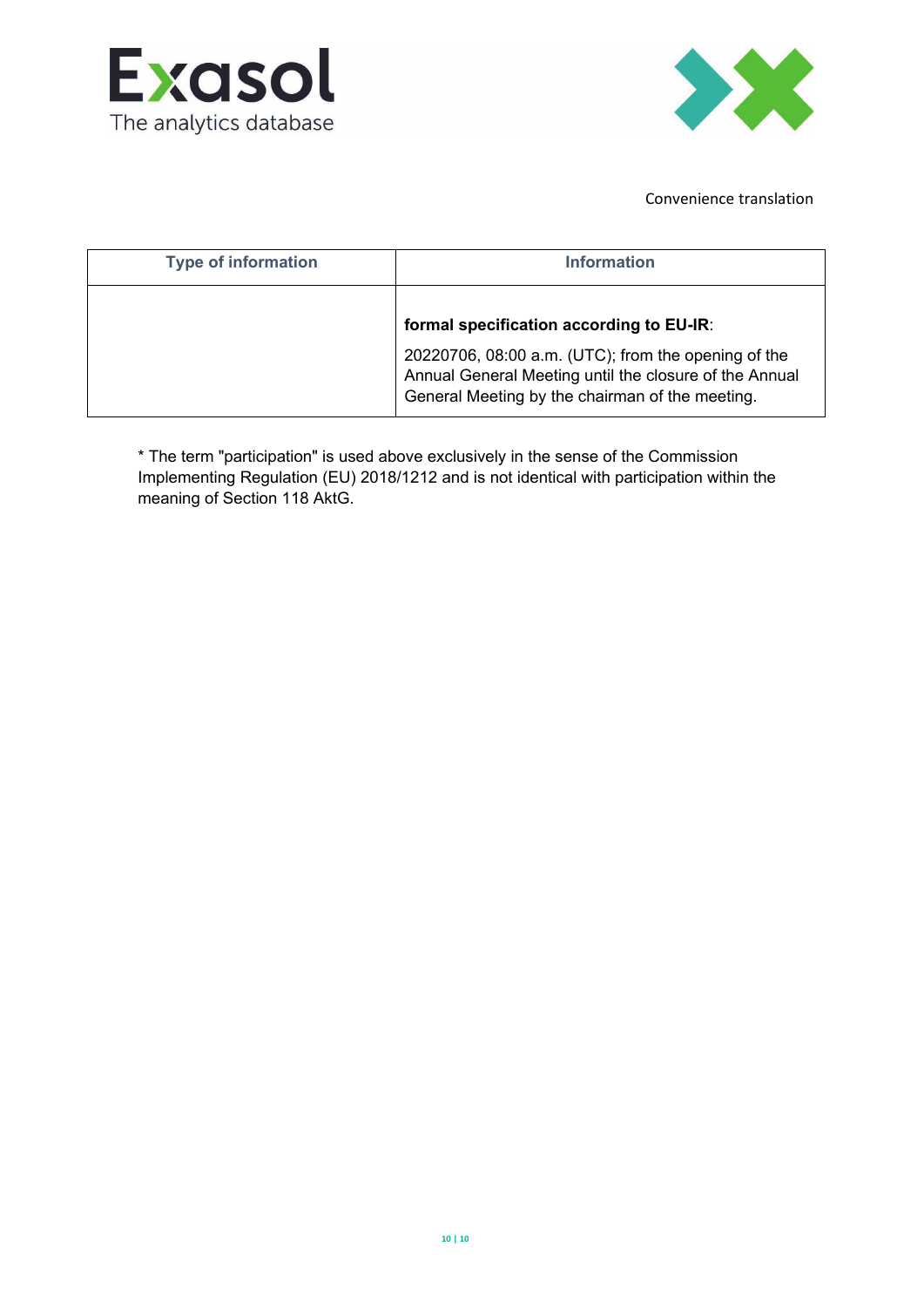Convenience translation

| Type of information | Information |
| --- | --- |
| | **formal specification according to EU-IR**:<br><br>20220706, 08:00 a.m. (UTC); from the opening of the Annual General Meeting until the closure of the Annual General Meeting by the chairman of the meeting. |

* The term "participation" is used above exclusively in the sense of the Commission Implementing Regulation (EU) 2018/1212 and is not identical with participation within the meaning of Section 118 AktG.